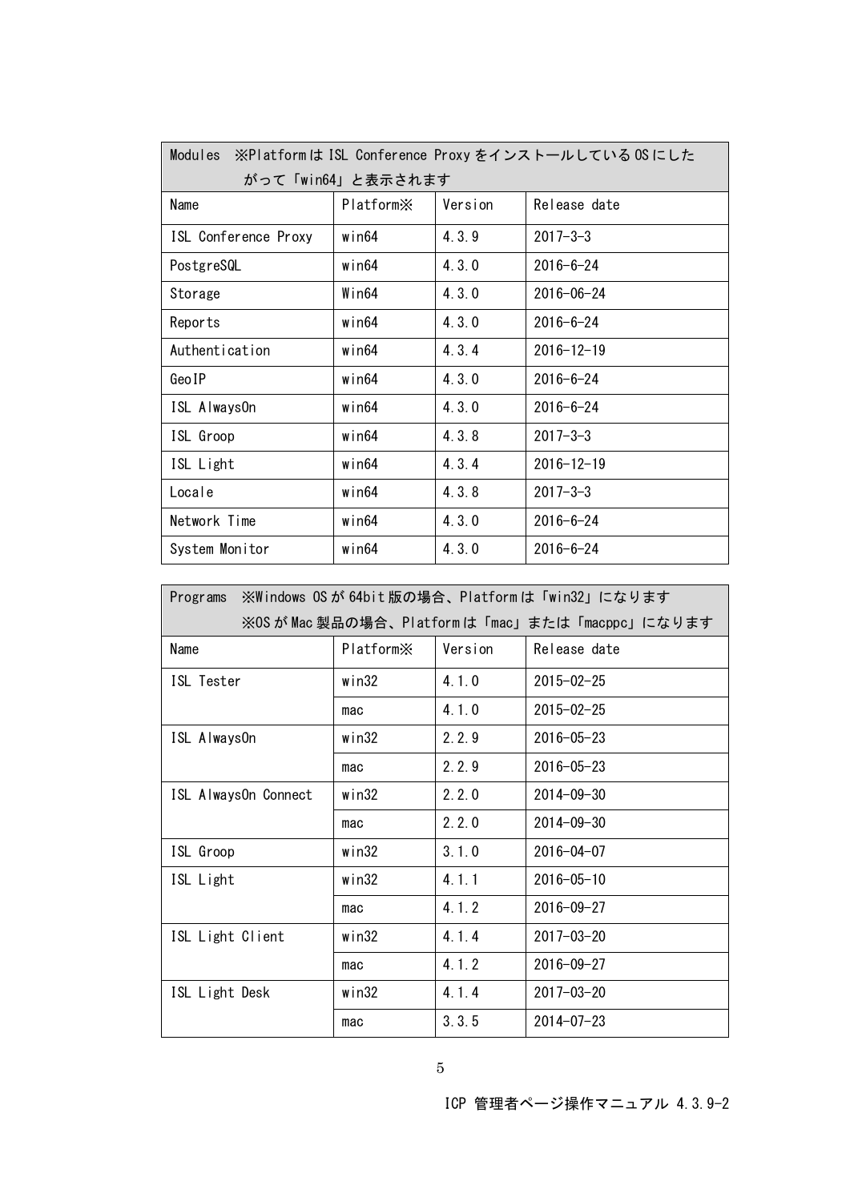| Modules ※PlatformはISL Conference ProxyをインストールしているOSにしたがって「win64」と表示されます | | | |
|---|---|---|---|
| Name | Platform※ | Version | Release date |
| ISL Conference Proxy | win64 | 4.3.9 | 2017-3-3 |
| PostgreSQL | win64 | 4.3.0 | 2016-6-24 |
| Storage | Win64 | 4.3.0 | 2016-06-24 |
| Reports | win64 | 4.3.0 | 2016-6-24 |
| Authentication | win64 | 4.3.4 | 2016-12-19 |
| GeoIP | win64 | 4.3.0 | 2016-6-24 |
| ISL AlwaysOn | win64 | 4.3.0 | 2016-6-24 |
| ISL Groop | win64 | 4.3.8 | 2017-3-3 |
| ISL Light | win64 | 4.3.4 | 2016-12-19 |
| Locale | win64 | 4.3.8 | 2017-3-3 |
| Network Time | win64 | 4.3.0 | 2016-6-24 |
| System Monitor | win64 | 4.3.0 | 2016-6-24 |

| Programs ※Windows OSが64bit版の場合、Platformは「win32」になります ※OSがMac製品の場合、Platformは「mac」または「macppc」になります | | | |
|---|---|---|---|
| Name | Platform※ | Version | Release date |
| ISL Tester | win32 | 4.1.0 | 2015-02-25 |
| | mac | 4.1.0 | 2015-02-25 |
| ISL AlwaysOn | win32 | 2.2.9 | 2016-05-23 |
| | mac | 2.2.9 | 2016-05-23 |
| ISL AlwaysOn Connect | win32 | 2.2.0 | 2014-09-30 |
| | mac | 2.2.0 | 2014-09-30 |
| ISL Groop | win32 | 3.1.0 | 2016-04-07 |
| ISL Light | win32 | 4.1.1 | 2016-05-10 |
| | mac | 4.1.2 | 2016-09-27 |
| ISL Light Client | win32 | 4.1.4 | 2017-03-20 |
| | mac | 4.1.2 | 2016-09-27 |
| ISL Light Desk | win32 | 4.1.4 | 2017-03-20 |
| | mac | 3.3.5 | 2014-07-23 |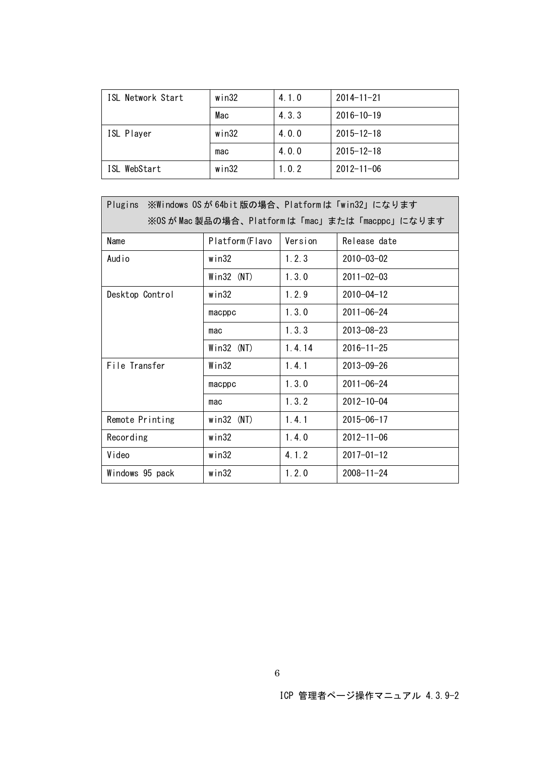| | | | |
|---|---|---|---|
| ISL Network Start | win32 | 4.1.0 | 2014-11-21 |
| | Mac | 4.3.3 | 2016-10-19 |
| ISL Player | win32 | 4.0.0 | 2015-12-18 |
| | mac | 4.0.0 | 2015-12-18 |
| ISL WebStart | win32 | 1.0.2 | 2012-11-06 |

| Plugins ※Windows OS が 64bit 版の場合、Platform は「win32」になります<br>※OS が Mac 製品の場合、Platform は「mac」または「macppc」になります | | | |
|---|---|---|---|
| Name | Platform(Flavo | Version | Release date |
| Audio | win32 | 1.2.3 | 2010-03-02 |
| | Win32 (NT) | 1.3.0 | 2011-02-03 |
| Desktop Control | win32 | 1.2.9 | 2010-04-12 |
| | macppc | 1.3.0 | 2011-06-24 |
| | mac | 1.3.3 | 2013-08-23 |
| | Win32 (NT) | 1.4.14 | 2016-11-25 |
| File Transfer | Win32 | 1.4.1 | 2013-09-26 |
| | macppc | 1.3.0 | 2011-06-24 |
| | mac | 1.3.2 | 2012-10-04 |
| Remote Printing | win32 (NT) | 1.4.1 | 2015-06-17 |
| Recording | win32 | 1.4.0 | 2012-11-06 |
| Video | win32 | 4.1.2 | 2017-01-12 |
| Windows 95 pack | win32 | 1.2.0 | 2008-11-24 |